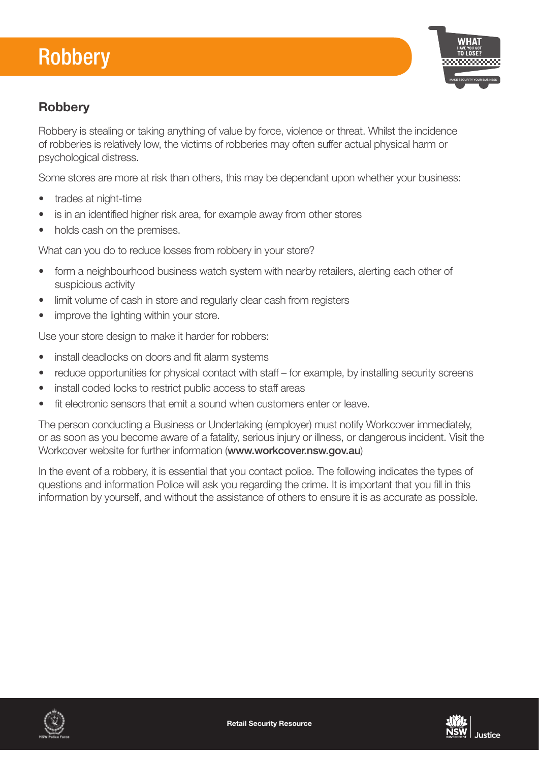# Robbery

## Robbery

Robbery is stealing or taking anything of value by force, violence or threat. Whilst the incidence of robberies is relatively low, the victims of robberies may often suffer actual physical harm or psychological distress.

Some stores are more at risk than others, this may be dependant upon whether your business:

- trades at night-time
- is in an identified higher risk area, for example away from other stores
- holds cash on the premises.

What can you do to reduce losses from robbery in your store?

- form a neighbourhood business watch system with nearby retailers, alerting each other of suspicious activity
- limit volume of cash in store and regularly clear cash from registers
- improve the lighting within your store.

Use your store design to make it harder for robbers:

- install deadlocks on doors and fit alarm systems
- reduce opportunities for physical contact with staff – for example, by installing security screens
- install coded locks to restrict public access to staff areas
- fit electronic sensors that emit a sound when customers enter or leave.

The person conducting a Business or Undertaking (employer) must notify Workcover immediately, or as soon as you become aware of a fatality, serious injury or illness, or dangerous incident. Visit the Workcover website for further information (**www.workcover.nsw.gov.au**)

In the event of a robbery, it is essential that you contact police. The following indicates the types of questions and information Police will ask you regarding the crime. It is important that you fill in this information by yourself, and without the assistance of others to ensure it is as accurate as possible.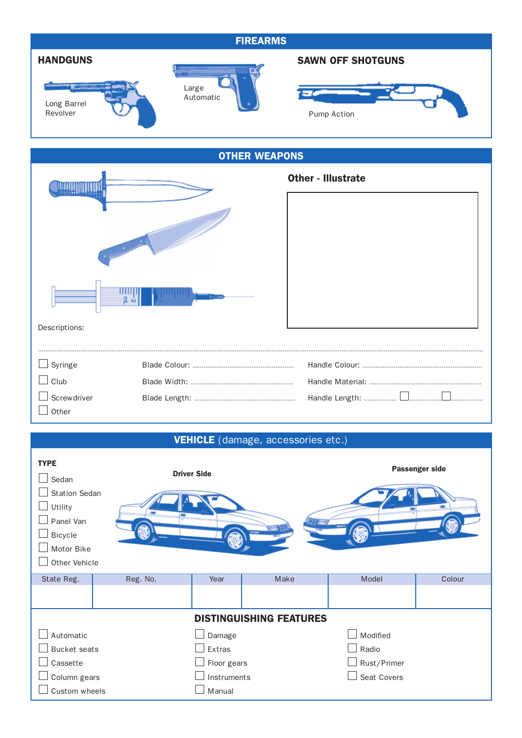## FIREARMS

### HANDGUNS

Long Barrel Revolver

Large Automatic

### SAWN OFF SHOTGUNS

Pump Action

## OTHER WEAPONS

**Other - Illustrate**

Descriptions:

.................................................................................................................................................................

- ☐ Syringe
- ☐ Club
- ☐ Screwdriver
- ☐ Other

Blade Colour: ....................................................

Blade Width: ....................................................

Blade Length: ....................................................

Handle Colour: ....................................................

Handle Material: ....................................................

Handle Length: ................. ☐................ ☐................

## VEHICLE (damage, accessories etc.)

**TYPE**

- ☐ Sedan
- ☐ Station Sedan
- ☐ Utility
- ☐ Panel Van
- ☐ Bicycle
- ☐ Motor Bike
- ☐ Other Vehicle

**Driver Side**

**Passenger side**

| State Reg. | Reg. No. | Year | Make | Model | Colour |
|---|---|---|---|---|---|
| | | | | | |

### DISTINGUISHING FEATURES

- ☐ Automatic
- ☐ Bucket seats
- ☐ Cassette
- ☐ Column gears
- ☐ Custom wheels
- ☐ Damage
- ☐ Extras
- ☐ Floor gears
- ☐ Instruments
- ☐ Manual
- ☐ Modified
- ☐ Radio
- ☐ Rust/Primer
- ☐ Seat Covers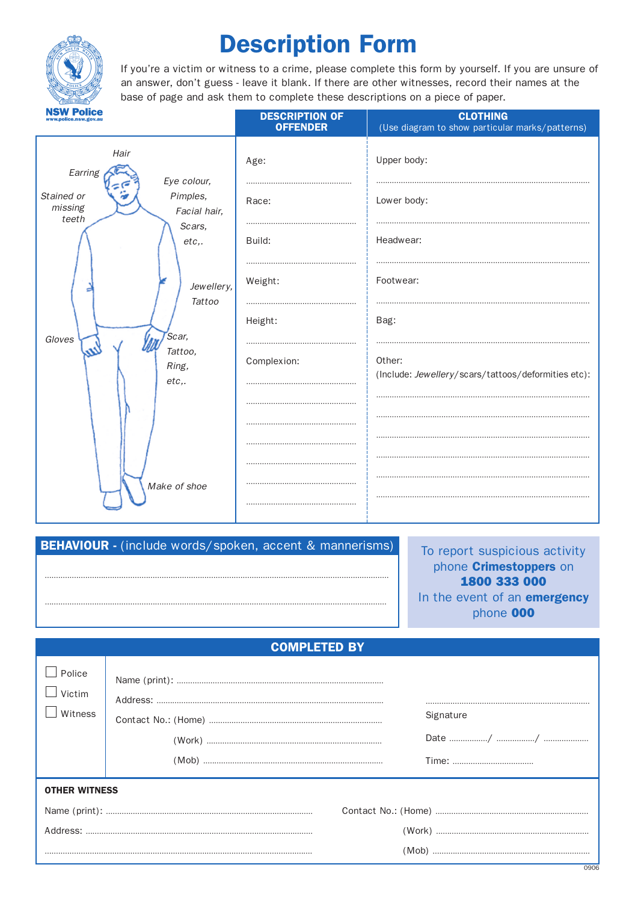NSW Police
www.police.nsw.gov.au

# Description Form

If you're a victim or witness to a crime, please complete this form by yourself. If you are unsure of an answer, don't guess - leave it blank. If there are other witnesses, record their names at the base of page and ask them to complete these descriptions on a piece of paper.

| | DESCRIPTION OF OFFENDER | CLOTHING (Use diagram to show particular marks/patterns) |
|---|---|---|
| *Hair* | Age: ............ | Upper body: ............ |
| *Earring* | Race: ............ | Lower body: ............ |
| *Stained or missing teeth* | Build: ............ | Headwear: ............ |
| *Eye colour, Pimples, Facial hair, Scars, etc,.* | Weight: ............ | Footwear: ............ |
| *Jewellery, Tattoo* | Height: ............ | Bag: ............ |
| *Gloves* | Complexion: ............ | Other: (Include: *Jewellery*/scars/tattoos/deformities etc): ............ |
| *Scar, Tattoo, Ring, etc,.* | ............ | ............ |
| *Make of shoe* | ............ | ............ |

## BEHAVIOUR - (include words/spoken, accent & mannerisms)

............

............

To report suspicious activity phone **Crimestoppers** on **1800 333 000**
In the event of an **emergency** phone **000**

## COMPLETED BY

☐ Police
☐ Victim
☐ Witness

Name (print): ............

Address: ............

Contact No.: (Home) ............

(Work) ............

(Mob) ............

............
Signature

Date ......../......../........

Time: ............

### OTHER WITNESS

Name (print): ............

Address: ............

............

Contact No.: (Home) ............

(Work) ............

(Mob) ............

0906